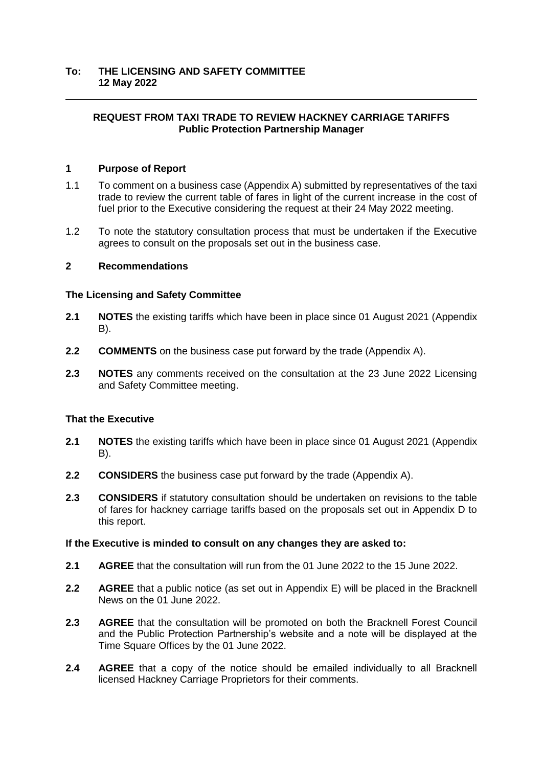**To: THE LICENSING AND SAFETY COMMITTEE**
**12 May 2022**

---

## REQUEST FROM TAXI TRADE TO REVIEW HACKNEY CARRIAGE TARIFFS
**Public Protection Partnership Manager**

### 1 Purpose of Report

1.1 To comment on a business case (Appendix A) submitted by representatives of the taxi trade to review the current table of fares in light of the current increase in the cost of fuel prior to the Executive considering the request at their 24 May 2022 meeting.

1.2 To note the statutory consultation process that must be undertaken if the Executive agrees to consult on the proposals set out in the business case.

### 2 Recommendations

**The Licensing and Safety Committee**

**2.1** **NOTES** the existing tariffs which have been in place since 01 August 2021 (Appendix B).

**2.2** **COMMENTS** on the business case put forward by the trade (Appendix A).

**2.3** **NOTES** any comments received on the consultation at the 23 June 2022 Licensing and Safety Committee meeting.

**That the Executive**

**2.1** **NOTES** the existing tariffs which have been in place since 01 August 2021 (Appendix B).

**2.2** **CONSIDERS** the business case put forward by the trade (Appendix A).

**2.3** **CONSIDERS** if statutory consultation should be undertaken on revisions to the table of fares for hackney carriage tariffs based on the proposals set out in Appendix D to this report.

**If the Executive is minded to consult on any changes they are asked to:**

**2.1** **AGREE** that the consultation will run from the 01 June 2022 to the 15 June 2022.

**2.2** **AGREE** that a public notice (as set out in Appendix E) will be placed in the Bracknell News on the 01 June 2022.

**2.3** **AGREE** that the consultation will be promoted on both the Bracknell Forest Council and the Public Protection Partnership's website and a note will be displayed at the Time Square Offices by the 01 June 2022.

**2.4** **AGREE** that a copy of the notice should be emailed individually to all Bracknell licensed Hackney Carriage Proprietors for their comments.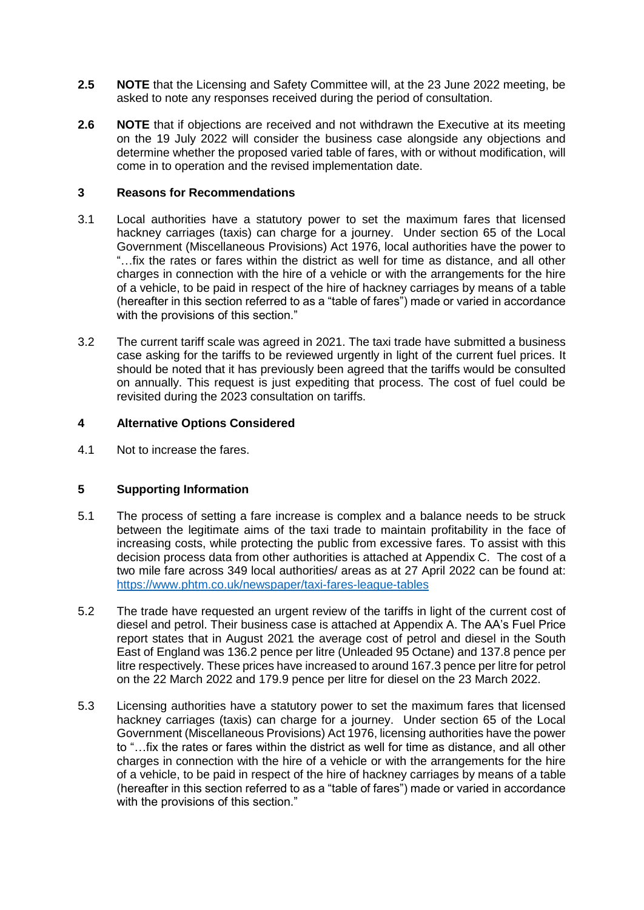**2.5** **NOTE** that the Licensing and Safety Committee will, at the 23 June 2022 meeting, be asked to note any responses received during the period of consultation.

**2.6** **NOTE** that if objections are received and not withdrawn the Executive at its meeting on the 19 July 2022 will consider the business case alongside any objections and determine whether the proposed varied table of fares, with or without modification, will come in to operation and the revised implementation date.

## 3 Reasons for Recommendations

3.1 Local authorities have a statutory power to set the maximum fares that licensed hackney carriages (taxis) can charge for a journey. Under section 65 of the Local Government (Miscellaneous Provisions) Act 1976, local authorities have the power to "…fix the rates or fares within the district as well for time as distance, and all other charges in connection with the hire of a vehicle or with the arrangements for the hire of a vehicle, to be paid in respect of the hire of hackney carriages by means of a table (hereafter in this section referred to as a "table of fares") made or varied in accordance with the provisions of this section."

3.2 The current tariff scale was agreed in 2021. The taxi trade have submitted a business case asking for the tariffs to be reviewed urgently in light of the current fuel prices. It should be noted that it has previously been agreed that the tariffs would be consulted on annually. This request is just expediting that process. The cost of fuel could be revisited during the 2023 consultation on tariffs.

## 4 Alternative Options Considered

4.1 Not to increase the fares.

## 5 Supporting Information

5.1 The process of setting a fare increase is complex and a balance needs to be struck between the legitimate aims of the taxi trade to maintain profitability in the face of increasing costs, while protecting the public from excessive fares. To assist with this decision process data from other authorities is attached at Appendix C. The cost of a two mile fare across 349 local authorities/ areas as at 27 April 2022 can be found at: https://www.phtm.co.uk/newspaper/taxi-fares-league-tables

5.2 The trade have requested an urgent review of the tariffs in light of the current cost of diesel and petrol. Their business case is attached at Appendix A. The AA's Fuel Price report states that in August 2021 the average cost of petrol and diesel in the South East of England was 136.2 pence per litre (Unleaded 95 Octane) and 137.8 pence per litre respectively. These prices have increased to around 167.3 pence per litre for petrol on the 22 March 2022 and 179.9 pence per litre for diesel on the 23 March 2022.

5.3 Licensing authorities have a statutory power to set the maximum fares that licensed hackney carriages (taxis) can charge for a journey. Under section 65 of the Local Government (Miscellaneous Provisions) Act 1976, licensing authorities have the power to "…fix the rates or fares within the district as well for time as distance, and all other charges in connection with the hire of a vehicle or with the arrangements for the hire of a vehicle, to be paid in respect of the hire of hackney carriages by means of a table (hereafter in this section referred to as a "table of fares") made or varied in accordance with the provisions of this section."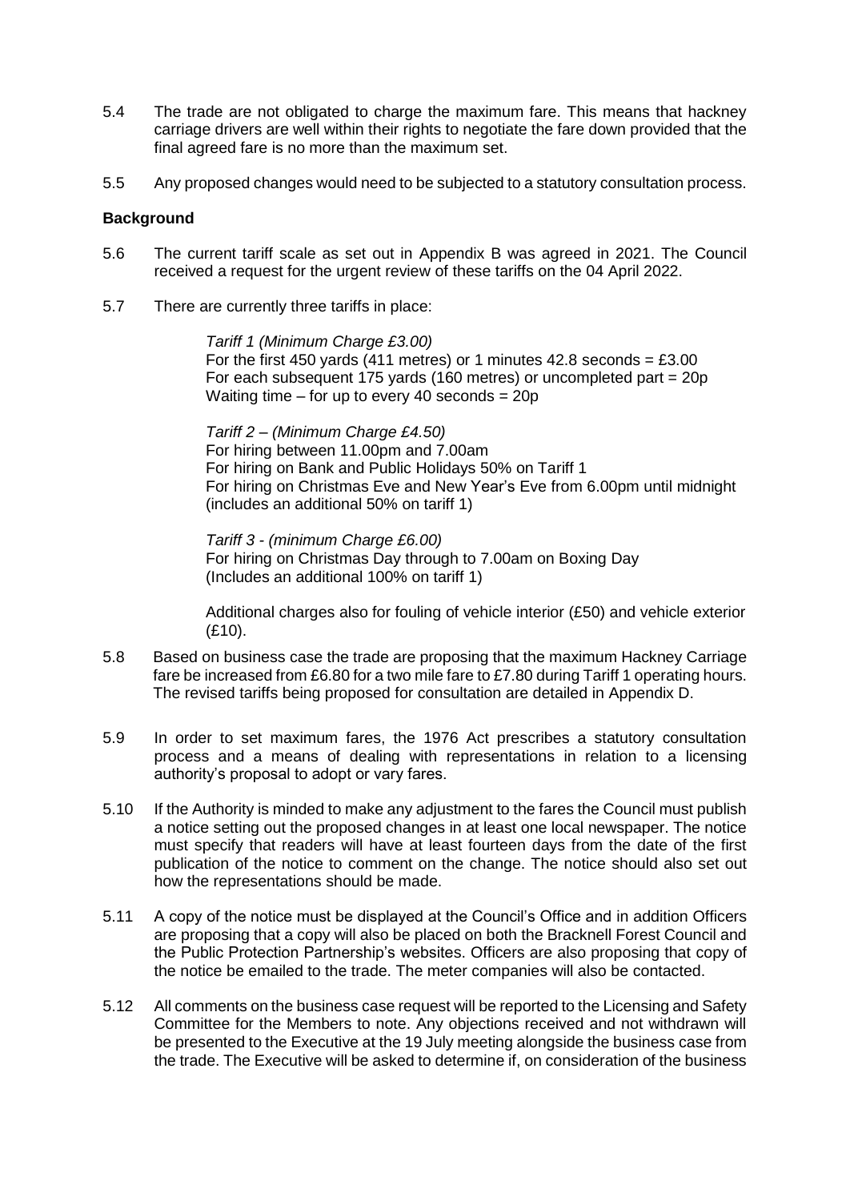5.4 The trade are not obligated to charge the maximum fare. This means that hackney carriage drivers are well within their rights to negotiate the fare down provided that the final agreed fare is no more than the maximum set.

5.5 Any proposed changes would need to be subjected to a statutory consultation process.

**Background**

5.6 The current tariff scale as set out in Appendix B was agreed in 2021. The Council received a request for the urgent review of these tariffs on the 04 April 2022.

5.7 There are currently three tariffs in place:

> *Tariff 1 (Minimum Charge £3.00)*
> For the first 450 yards (411 metres) or 1 minutes 42.8 seconds = £3.00
> For each subsequent 175 yards (160 metres) or uncompleted part = 20p
> Waiting time – for up to every 40 seconds = 20p
>
> *Tariff 2 – (Minimum Charge £4.50)*
> For hiring between 11.00pm and 7.00am
> For hiring on Bank and Public Holidays 50% on Tariff 1
> For hiring on Christmas Eve and New Year's Eve from 6.00pm until midnight (includes an additional 50% on tariff 1)
>
> *Tariff 3 - (minimum Charge £6.00)*
> For hiring on Christmas Day through to 7.00am on Boxing Day (Includes an additional 100% on tariff 1)
>
> Additional charges also for fouling of vehicle interior (£50) and vehicle exterior (£10).

5.8 Based on business case the trade are proposing that the maximum Hackney Carriage fare be increased from £6.80 for a two mile fare to £7.80 during Tariff 1 operating hours. The revised tariffs being proposed for consultation are detailed in Appendix D.

5.9 In order to set maximum fares, the 1976 Act prescribes a statutory consultation process and a means of dealing with representations in relation to a licensing authority's proposal to adopt or vary fares.

5.10 If the Authority is minded to make any adjustment to the fares the Council must publish a notice setting out the proposed changes in at least one local newspaper. The notice must specify that readers will have at least fourteen days from the date of the first publication of the notice to comment on the change. The notice should also set out how the representations should be made.

5.11 A copy of the notice must be displayed at the Council's Office and in addition Officers are proposing that a copy will also be placed on both the Bracknell Forest Council and the Public Protection Partnership's websites. Officers are also proposing that copy of the notice be emailed to the trade. The meter companies will also be contacted.

5.12 All comments on the business case request will be reported to the Licensing and Safety Committee for the Members to note. Any objections received and not withdrawn will be presented to the Executive at the 19 July meeting alongside the business case from the trade. The Executive will be asked to determine if, on consideration of the business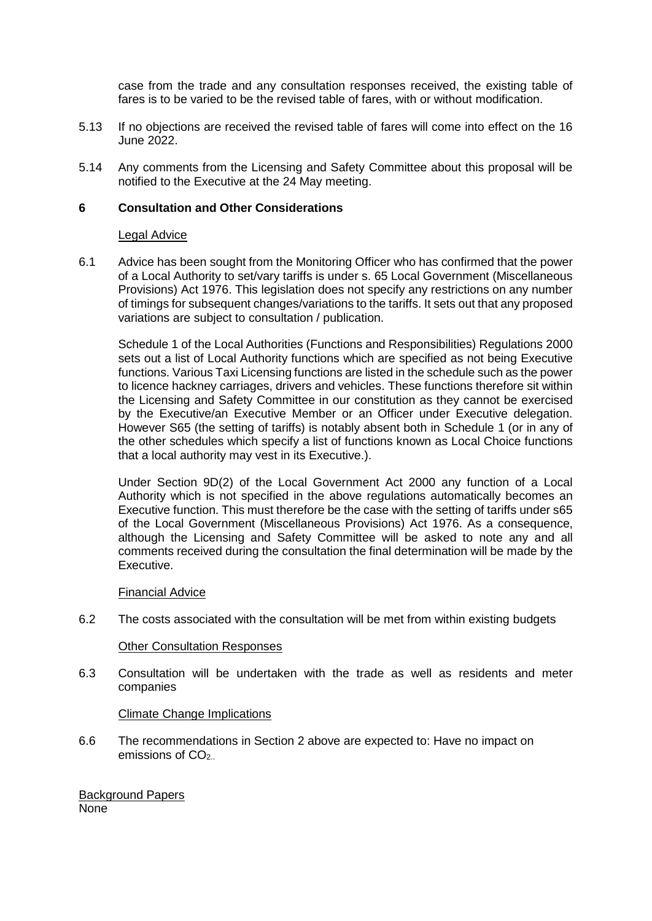case from the trade and any consultation responses received, the existing table of fares is to be varied to be the revised table of fares, with or without modification.

5.13 If no objections are received the revised table of fares will come into effect on the 16 June 2022.

5.14 Any comments from the Licensing and Safety Committee about this proposal will be notified to the Executive at the 24 May meeting.

## 6 Consultation and Other Considerations

Legal Advice

6.1 Advice has been sought from the Monitoring Officer who has confirmed that the power of a Local Authority to set/vary tariffs is under s. 65 Local Government (Miscellaneous Provisions) Act 1976. This legislation does not specify any restrictions on any number of timings for subsequent changes/variations to the tariffs. It sets out that any proposed variations are subject to consultation / publication.

Schedule 1 of the Local Authorities (Functions and Responsibilities) Regulations 2000 sets out a list of Local Authority functions which are specified as not being Executive functions. Various Taxi Licensing functions are listed in the schedule such as the power to licence hackney carriages, drivers and vehicles. These functions therefore sit within the Licensing and Safety Committee in our constitution as they cannot be exercised by the Executive/an Executive Member or an Officer under Executive delegation. However S65 (the setting of tariffs) is notably absent both in Schedule 1 (or in any of the other schedules which specify a list of functions known as Local Choice functions that a local authority may vest in its Executive.).

Under Section 9D(2) of the Local Government Act 2000 any function of a Local Authority which is not specified in the above regulations automatically becomes an Executive function. This must therefore be the case with the setting of tariffs under s65 of the Local Government (Miscellaneous Provisions) Act 1976. As a consequence, although the Licensing and Safety Committee will be asked to note any and all comments received during the consultation the final determination will be made by the Executive.

Financial Advice

6.2 The costs associated with the consultation will be met from within existing budgets

Other Consultation Responses

6.3 Consultation will be undertaken with the trade as well as residents and meter companies

Climate Change Implications

6.6 The recommendations in Section 2 above are expected to: Have no impact on emissions of $CO_2$..

Background Papers
None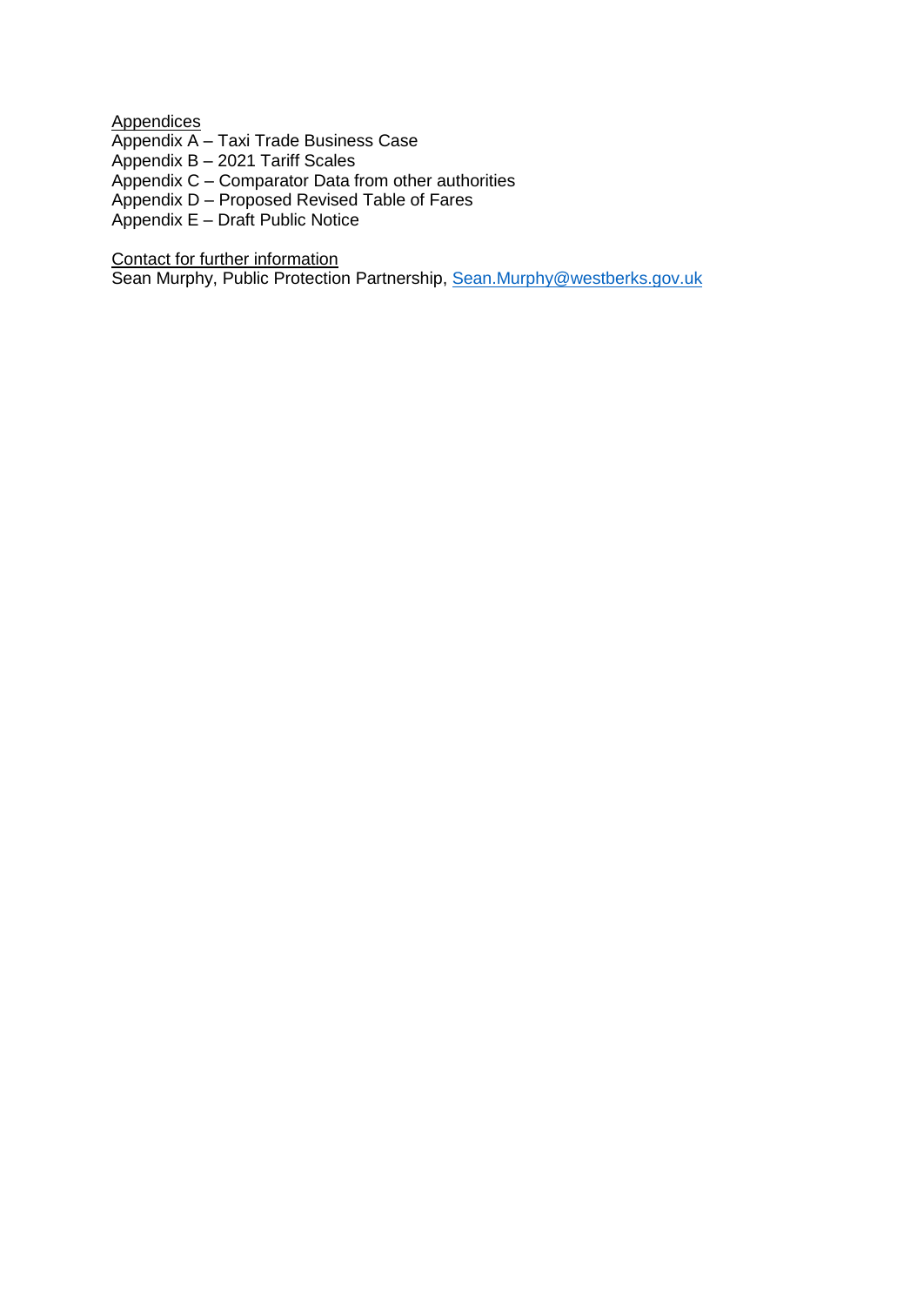<u>Appendices</u>

Appendix A – Taxi Trade Business Case
Appendix B – 2021 Tariff Scales
Appendix C – Comparator Data from other authorities
Appendix D – Proposed Revised Table of Fares
Appendix E – Draft Public Notice

<u>Contact for further information</u>

Sean Murphy, Public Protection Partnership, Sean.Murphy@westberks.gov.uk